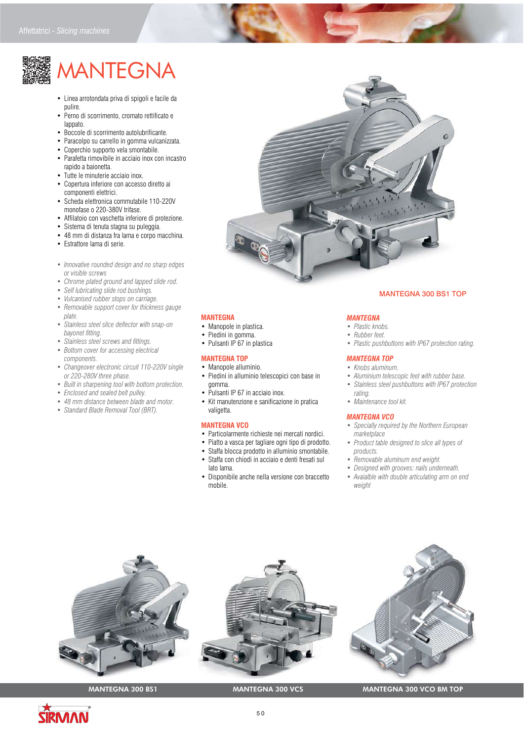# MANTEGNA

- Linea arrotondata priva di spigoli e facile da pulire.
- Perno di scorrimento, cromato rettificato e lappato.
- Boccole di scorrimento autolubrificante.
- Paracolpo su carrello in gomma vulcanizzata.
- Coperchio supporto vela smontabile.
- Parafetta rimovibile in acciaio inox con incastro rapido a baionetta.
- Tutte le minuterie acciaio inox.
- Copertura inferiore con accesso diretto ai componenti elettrici.
- Scheda elettronica commutabile 110-220V monofase o 220-380V trifase.
- Affilatoio con vaschetta inferiore di protezione.
- Sistema di tenuta stagna su puleggia.
- 48 mm di distanza fra lama e corpo macchina.
- Estrattore lama di serie.

- *Innovative rounded design and no sharp edges or visible screws*
- *Chrome plated ground and lapped slide rod.*
- *Self lubricating slide rod bushings.*
- *Vulcanised rubber stops on carriage.*
- *Removable support cover for thickness gauge plate.*
- *Stainless steel slice deflector with snap-on bayonet fitting.*
- *Stainless steel screws and fittings.*
- *Bottom cover for accessing electrical components.*
- *Changeover electronic circuit 110-220V single or 220-280V three phase.*
- *Built in sharpening tool with bottom protection.*
- *Enclosed and sealed belt pulley.*
- *48 mm distance between blade and motor.*
- *Standard Blade Removal Tool (BRT).*

MANTEGNA 300 BS1 TOP

### MANTEGNA

- Manopole in plastica.
- Piedini in gomma.
- Pulsanti IP 67 in plastica

### MANTEGNA TOP

- Manopole alluminio.
- Piedini in alluminio telescopici con base in gomma.
- Pulsanti IP 67 in acciaio inox.
- Kit manutenzione e sanificazione in pratica valigetta.

### MANTEGNA VCO

- Particolarmente richieste nei mercati nordici.
- Piatto a vasca per tagliare ogni tipo di prodotto.
- Staffa blocca prodotto in alluminio smontabile.
- Staffa con chiodi in acciaio e denti fresati sul lato lama.
- Disponibile anche nella versione con braccetto mobile.

### *MANTEGNA*

- *Plastic knobs.*
- *Rubber feet.*
- *Plastic pushbuttons with IP67 protection rating.*

### *MANTEGNA TOP*

- *Knobs aluminum.*
- *Aluminium telescopic feet with rubber base.*
- *Stainless steel pushbuttons with IP67 protection rating.*
- *Maintenance tool kit.*

### *MANTEGNA VCO*

- *Specially required by the Northern European marketplace*
- *Product table designed to slice all types of products.*
- *Removable aluminum end weight.*
- *Designed with grooves: nails underneath.*
- *Avaialble with double articulating arm on end weight*

MANTEGNA 300 BS1

MANTEGNA 300 VCS

MANTEGNA 300 VCO BM TOP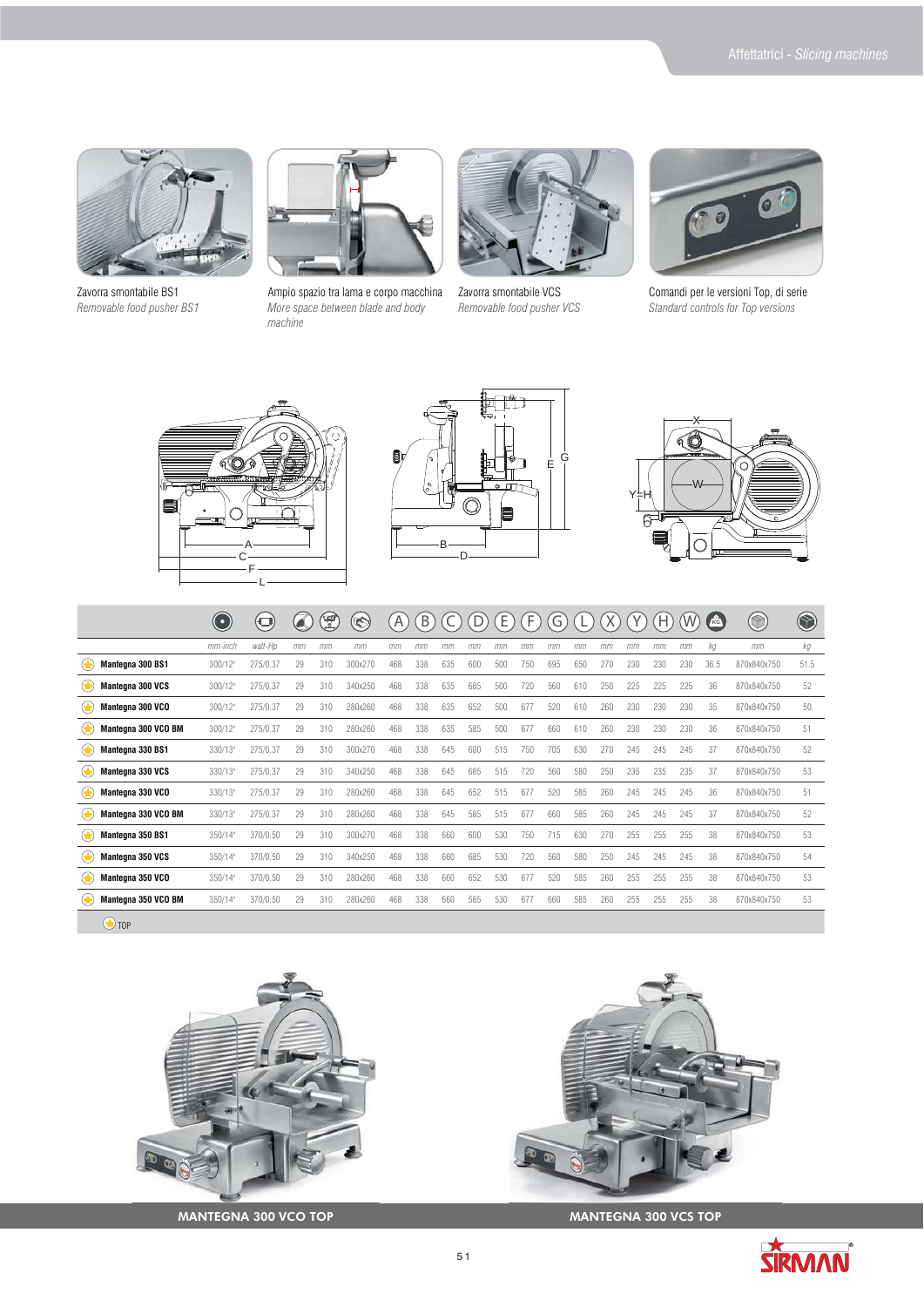Affettatrici - *Slicing machines*

Zavorra smontabile BS1
*Removable food pusher BS1*

Ampio spazio tra lama e corpo macchina
*More space between blade and body machine*

Zavorra smontabile VCS
*Removable food pusher VCS*

Comandi per le versioni Top, di serie
*Standard controls for Top versions*

| | | | | | | A | B | C | D | E | F | G | L | X | Y | H | W | | | |
|---|---|---|---|---|---|---|---|---|---|---|---|---|---|---|---|---|---|---|---|---|
| | mm-inch | watt-Hp | mm | mm | mm | mm | mm | mm | mm | mm | mm | mm | mm | mm | mm | mm | mm | kg | mm | kg |
| **Mantegna 300 BS1** | 300/12" | 275/0,37 | 29 | 310 | 300x270 | 468 | 338 | 635 | 600 | 500 | 750 | 695 | 650 | 270 | 230 | 230 | 230 | 36.5 | 870x840x750 | 51.5 |
| **Mantegna 300 VCS** | 300/12" | 275/0,37 | 29 | 310 | 340x250 | 468 | 338 | 635 | 685 | 500 | 720 | 560 | 610 | 250 | 225 | 225 | 225 | 36 | 870x840x750 | 52 |
| **Mantegna 300 VCO** | 300/12" | 275/0,37 | 29 | 310 | 280x260 | 468 | 338 | 635 | 652 | 500 | 677 | 520 | 610 | 260 | 230 | 230 | 230 | 35 | 870x840x750 | 50 |
| **Mantegna 300 VCO BM** | 300/12" | 275/0,37 | 29 | 310 | 280x260 | 468 | 338 | 635 | 585 | 500 | 677 | 660 | 610 | 260 | 230 | 230 | 230 | 36 | 870x840x750 | 51 |
| **Mantegna 330 BS1** | 330/13" | 275/0,37 | 29 | 310 | 300x270 | 468 | 338 | 645 | 600 | 515 | 750 | 705 | 630 | 270 | 245 | 245 | 245 | 37 | 870x840x750 | 52 |
| **Mantegna 330 VCS** | 330/13" | 275/0,37 | 29 | 310 | 340x250 | 468 | 338 | 645 | 685 | 515 | 720 | 560 | 580 | 250 | 235 | 235 | 235 | 37 | 870x840x750 | 53 |
| **Mantegna 330 VCO** | 330/13" | 275/0,37 | 29 | 310 | 280x260 | 468 | 338 | 645 | 652 | 515 | 677 | 520 | 585 | 260 | 245 | 245 | 245 | 36 | 870x840x750 | 51 |
| **Mantegna 330 VCO BM** | 330/13" | 275/0,37 | 29 | 310 | 280x260 | 468 | 338 | 645 | 585 | 515 | 677 | 660 | 585 | 260 | 245 | 245 | 245 | 37 | 870x840x750 | 52 |
| **Mantegna 350 BS1** | 350/14" | 370/0,50 | 29 | 310 | 300x270 | 468 | 338 | 660 | 600 | 530 | 750 | 715 | 630 | 270 | 255 | 255 | 255 | 38 | 870x840x750 | 53 |
| **Mantegna 350 VCS** | 350/14" | 370/0,50 | 29 | 310 | 340x250 | 468 | 338 | 660 | 685 | 530 | 720 | 560 | 580 | 250 | 245 | 245 | 245 | 38 | 870x840x750 | 54 |
| **Mantegna 350 VCO** | 350/14" | 370/0,50 | 29 | 310 | 280x260 | 468 | 338 | 660 | 652 | 530 | 677 | 520 | 585 | 260 | 255 | 255 | 255 | 38 | 870x840x750 | 53 |
| **Mantegna 350 VCO BM** | 350/14" | 370/0,50 | 29 | 310 | 280x260 | 468 | 338 | 660 | 585 | 530 | 677 | 660 | 585 | 260 | 255 | 255 | 255 | 38 | 870x840x750 | 53 |

TOP

**MANTEGNA 300 VCO TOP**

**MANTEGNA 300 VCS TOP**